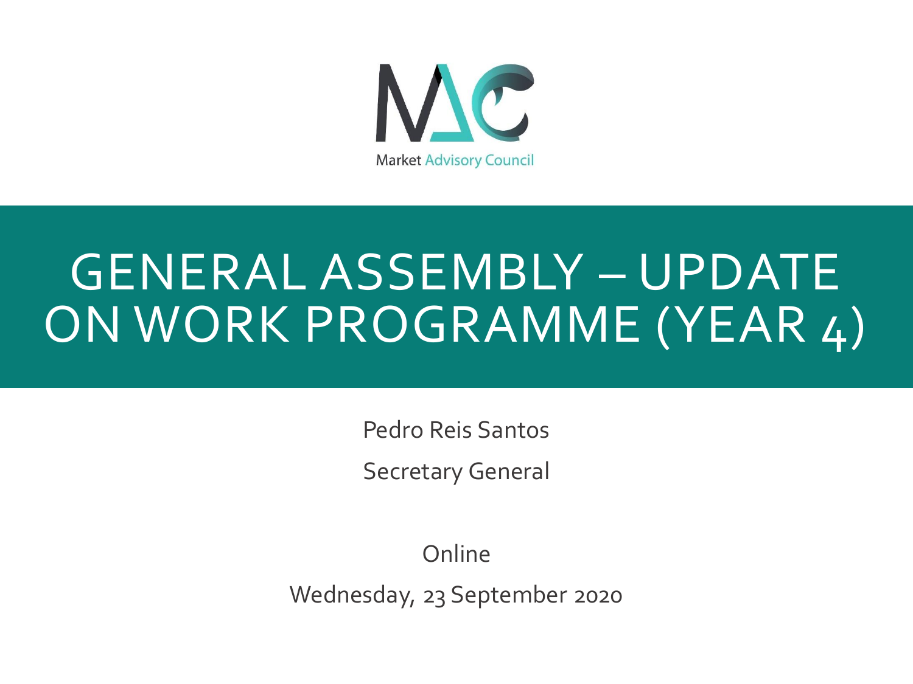Market Advisory Council

# GENERAL ASSEMBLY – UPDATE ON WORK PROGRAMME (YEAR 4)

Pedro Reis Santos

Secretary General

Online

Wednesday, 23 September 2020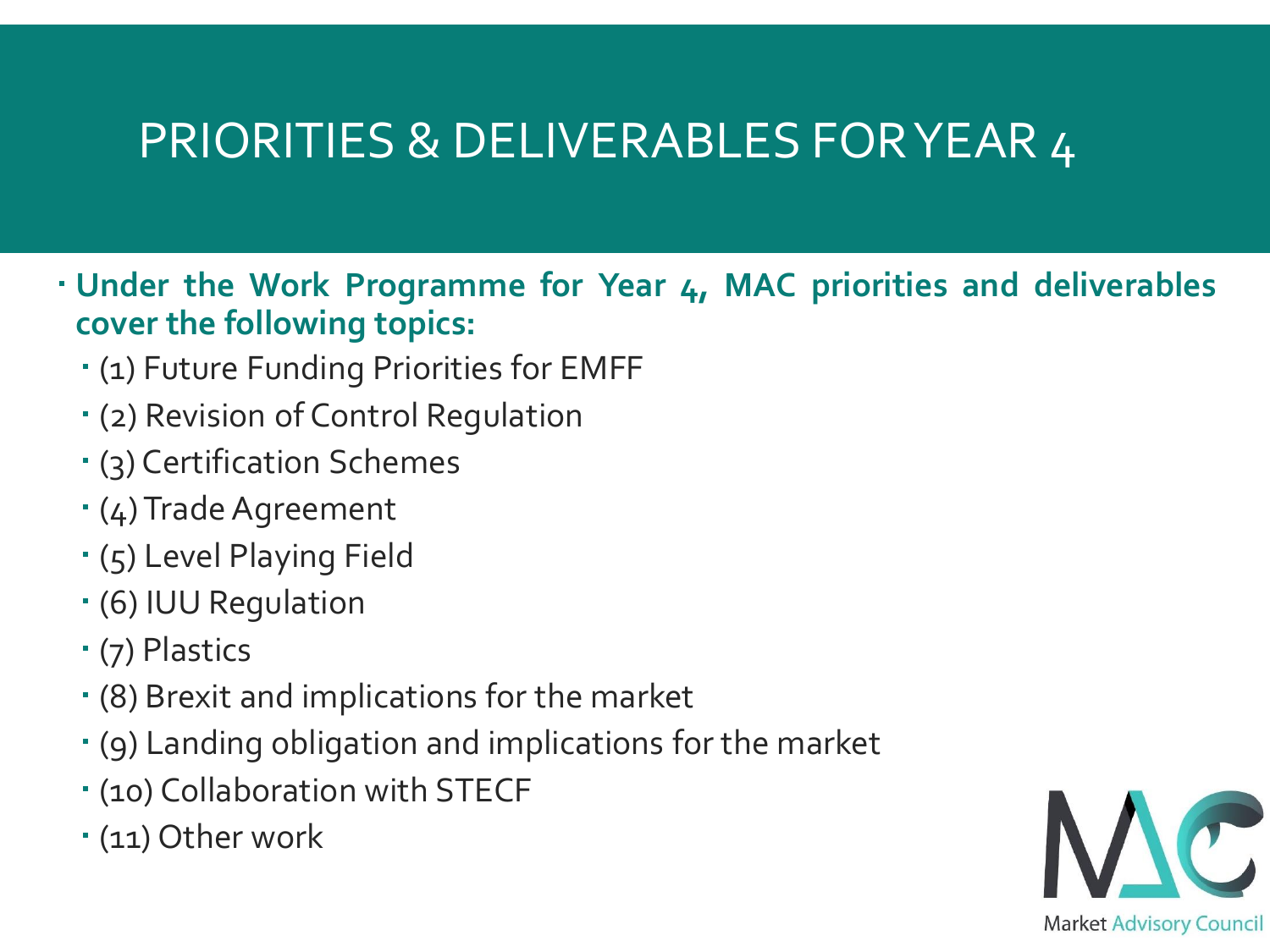# PRIORITIES & DELIVERABLES FOR YEAR 4

- **Under the Work Programme for Year 4, MAC priorities and deliverables cover the following topics:**
  - (1) Future Funding Priorities for EMFF
  - (2) Revision of Control Regulation
  - (3) Certification Schemes
  - (4) Trade Agreement
  - (5) Level Playing Field
  - (6) IUU Regulation
  - (7) Plastics
  - (8) Brexit and implications for the market
  - (9) Landing obligation and implications for the market
  - (10) Collaboration with STECF
  - (11) Other work

Market Advisory Council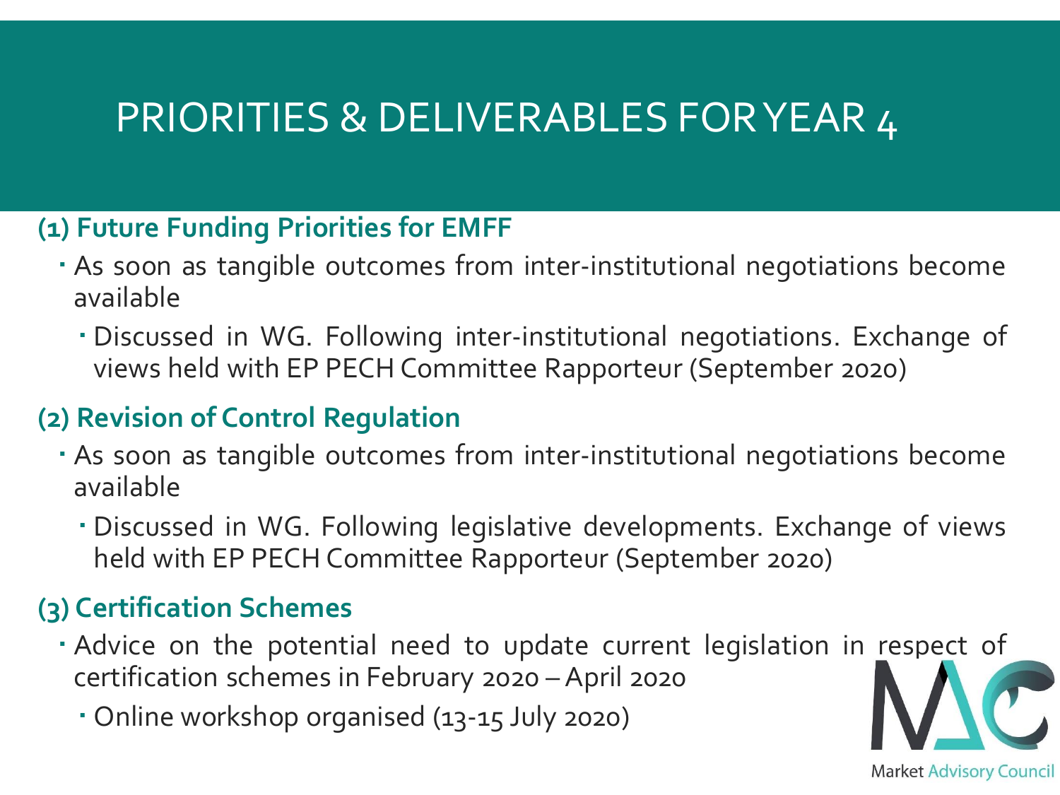# PRIORITIES & DELIVERABLES FOR YEAR 4

## (1) Future Funding Priorities for EMFF

- As soon as tangible outcomes from inter-institutional negotiations become available
  - Discussed in WG. Following inter-institutional negotiations. Exchange of views held with EP PECH Committee Rapporteur (September 2020)

## (2) Revision of Control Regulation

- As soon as tangible outcomes from inter-institutional negotiations become available
  - Discussed in WG. Following legislative developments. Exchange of views held with EP PECH Committee Rapporteur (September 2020)

## (3) Certification Schemes

- Advice on the potential need to update current legislation in respect of certification schemes in February 2020 – April 2020
  - Online workshop organised (13-15 July 2020)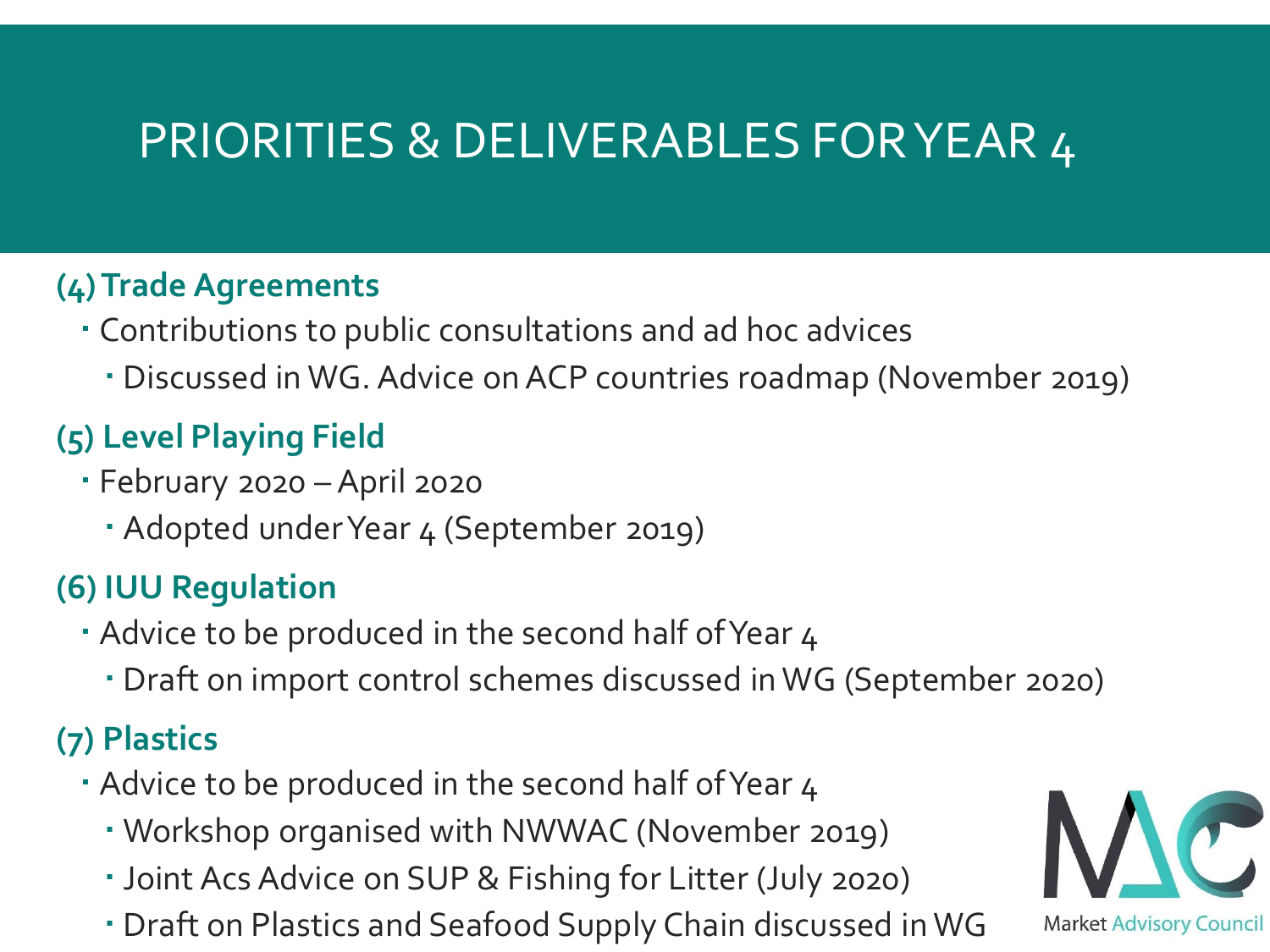# PRIORITIES & DELIVERABLES FOR YEAR 4

**(4) Trade Agreements**

- Contributions to public consultations and ad hoc advices
  - Discussed in WG. Advice on ACP countries roadmap (November 2019)

**(5) Level Playing Field**

- February 2020 – April 2020
  - Adopted under Year 4 (September 2019)

**(6) IUU Regulation**

- Advice to be produced in the second half of Year 4
  - Draft on import control schemes discussed in WG (September 2020)

**(7) Plastics**

- Advice to be produced in the second half of Year 4
  - Workshop organised with NWWAC (November 2019)
  - Joint Acs Advice on SUP & Fishing for Litter (July 2020)
  - Draft on Plastics and Seafood Supply Chain discussed in WG

Market Advisory Council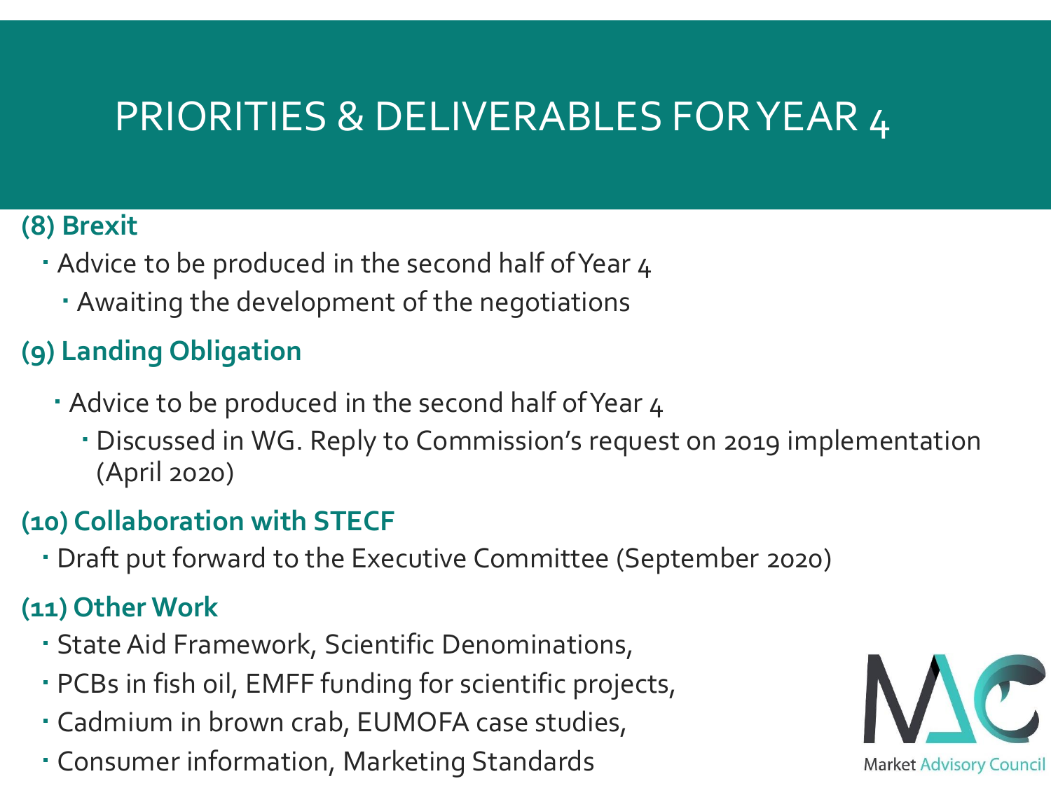# PRIORITIES & DELIVERABLES FOR YEAR 4

**(8) Brexit**

- Advice to be produced in the second half of Year 4
  - Awaiting the development of the negotiations

**(9) Landing Obligation**

- Advice to be produced in the second half of Year 4
  - Discussed in WG. Reply to Commission's request on 2019 implementation (April 2020)

**(10) Collaboration with STECF**

- Draft put forward to the Executive Committee (September 2020)

**(11) Other Work**

- State Aid Framework, Scientific Denominations,
- PCBs in fish oil, EMFF funding for scientific projects,
- Cadmium in brown crab, EUMOFA case studies,
- Consumer information, Marketing Standards

Market Advisory Council